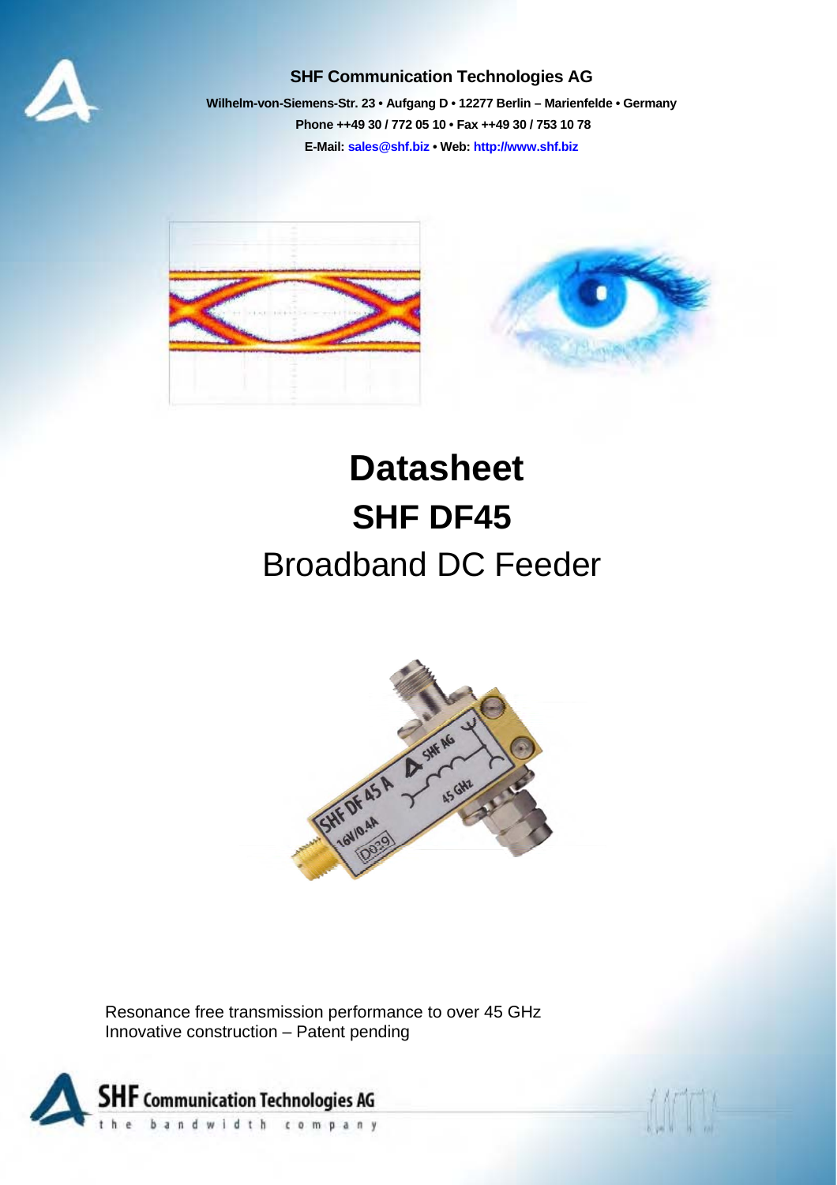**SHF Communication Technologies AG**

**Wilhelm-von-Siemens-Str. 23 • Aufgang D • 12277 Berlin – Marienfelde • Germany**

**Phone ++49 30 / 772 05 10 • Fax ++49 30 / 753 10 78**

**E-Mail: sales@shf.biz • Web: http://www.shf.biz**

# Datasheet

# SHF DF45

## Broadband DC Feeder

Resonance free transmission performance to over 45 GHz
Innovative construction – Patent pending

**SHF Communication Technologies AG**
the bandwidth company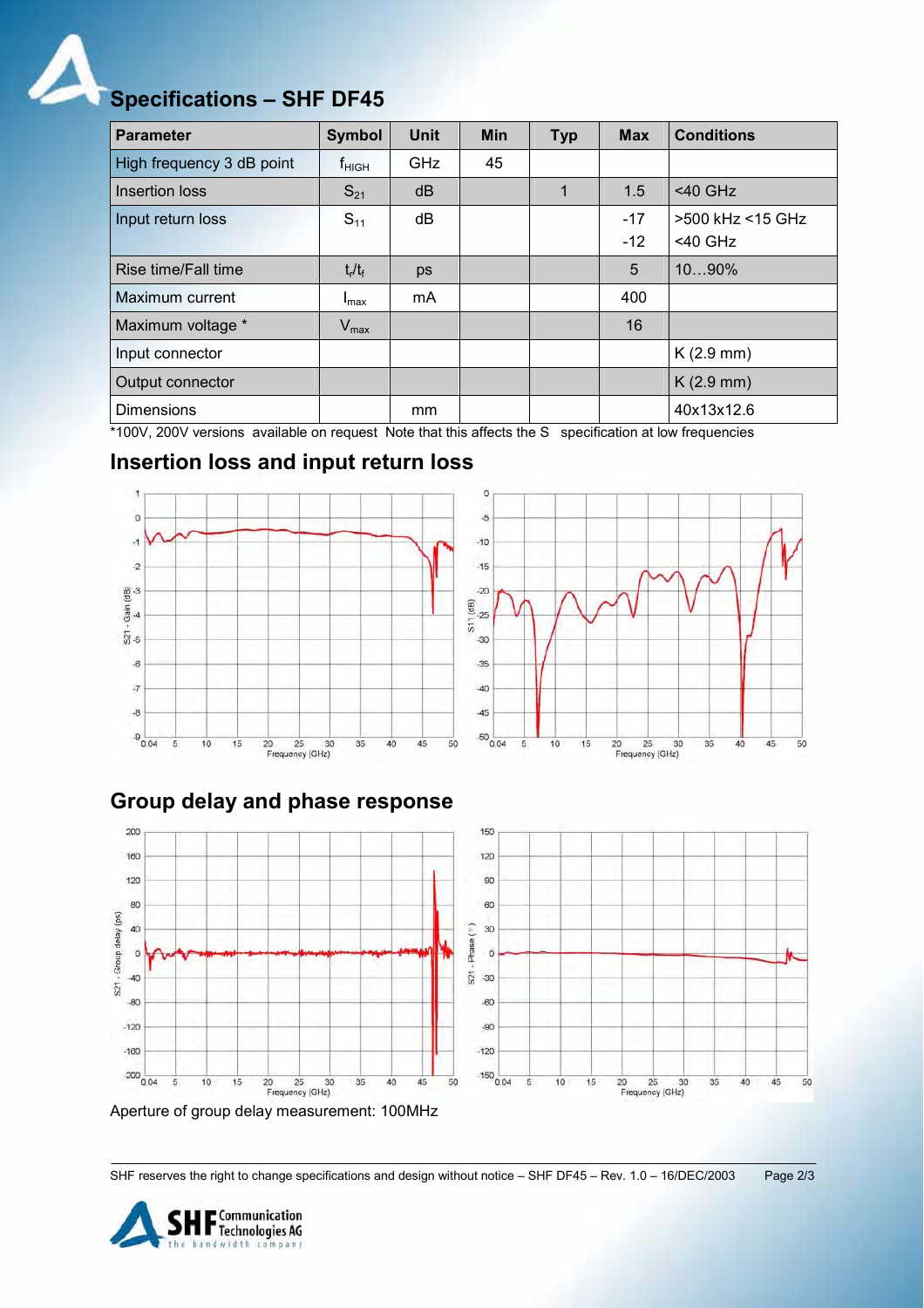## Specifications – SHF DF45

| Parameter | Symbol | Unit | Min | Typ | Max | Conditions |
|---|---|---|---|---|---|---|
| High frequency 3 dB point | $f_{HIGH}$ | GHz | 45 | | | |
| Insertion loss | $S_{21}$ | dB | | 1 | 1.5 | <40 GHz |
| Input return loss | $S_{11}$ | dB | | | -17<br>-12 | >500 kHz <15 GHz<br><40 GHz |
| Rise time/Fall time | $t_r/t_f$ | ps | | | 5 | 10…90% |
| Maximum current | $I_{max}$ | mA | | | 400 | |
| Maximum voltage * | $V_{max}$ | | | | 16 | |
| Input connector | | | | | | K (2.9 mm) |
| Output connector | | | | | | K (2.9 mm) |
| Dimensions | | mm | | | | 40x13x12.6 |

*100V, 200V versions available on request Note that this affects the S specification at low frequencies

## Insertion loss and input return loss

S21 - Gain (dB)
1
0
-1
-2
-3
-4
-5
-6
-7
-8
-9
0.04 5 10 15 20 25 30 35 40 45 50
Frequency (GHz)

S11 (dB)
0
-5
-10
-15
-20
-25
-30
-35
-40
-45
-50
0.04 5 10 15 20 25 30 35 40 45 50
Frequency (GHz)

## Group delay and phase response

S21 - Group delay (ps)
200
160
120
80
40
0
-40
-80
-120
-160
-200
0.04 5 10 15 20 25 30 35 40 45 50
Frequency (GHz)

S21 - Phase (°)
150
120
90
60
30
0
-30
-60
-90
-120
-150
0.04 5 10 15 20 25 30 35 40 45 50
Frequency (GHz)

Aperture of group delay measurement: 100MHz

SHF reserves the right to change specifications and design without notice – SHF DF45 – Rev. 1.0 – 16/DEC/2003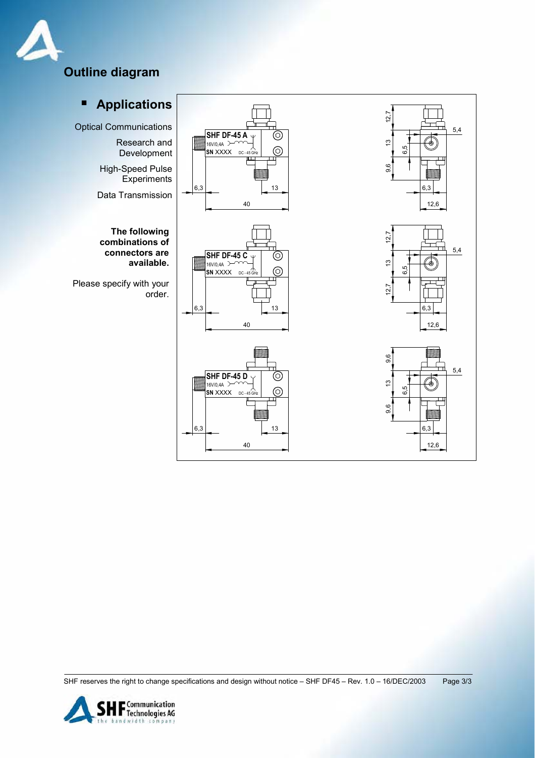## Outline diagram

### ▪ Applications

Optical Communications

Research and Development

High-Speed Pulse Experiments

Data Transmission

**The following combinations of connectors are available.**

Please specify with your order.

SHF DF-45 A
16V/0,4A
SN XXXX
DC - 45 GHz

6,3
13
40

12,7
13
6,5
9,6
5,4
6,3
12,6

SHF DF-45 C
16V/0,4A
SN XXXX
DC - 45 GHz

6,3
13
40

12,7
13
6,5
12,7
5,4
6,3
12,6

SHF DF-45 D
16V/0,4A
SN XXXX
DC - 45 GHz

6,3
13
40

9,6
13
6,5
9,6
5,4
6,3
12,6

SHF reserves the right to change specifications and design without notice – SHF DF45 – Rev. 1.0 – 16/DEC/2003